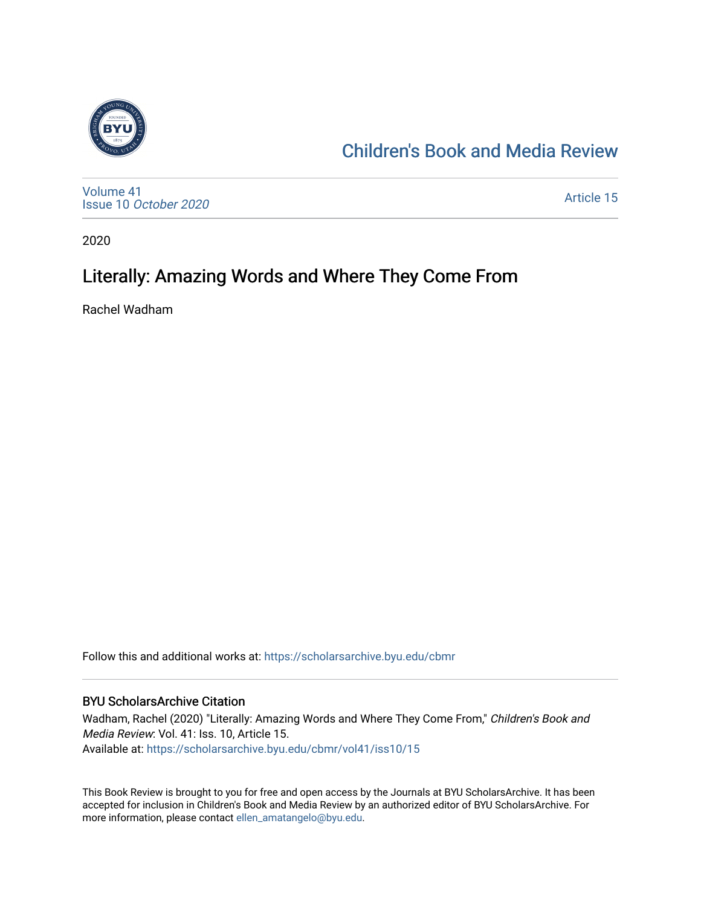Children's Book and Media Review

Volume 41
Issue 10 *October 2020*

Article 15

2020

# Literally: Amazing Words and Where They Come From

Rachel Wadham

Follow this and additional works at: https://scholarsarchive.byu.edu/cbmr

## BYU ScholarsArchive Citation

Wadham, Rachel (2020) "Literally: Amazing Words and Where They Come From," *Children's Book and Media Review*: Vol. 41: Iss. 10, Article 15.
Available at: https://scholarsarchive.byu.edu/cbmr/vol41/iss10/15

This Book Review is brought to you for free and open access by the Journals at BYU ScholarsArchive. It has been accepted for inclusion in Children's Book and Media Review by an authorized editor of BYU ScholarsArchive. For more information, please contact ellen_amatangelo@byu.edu.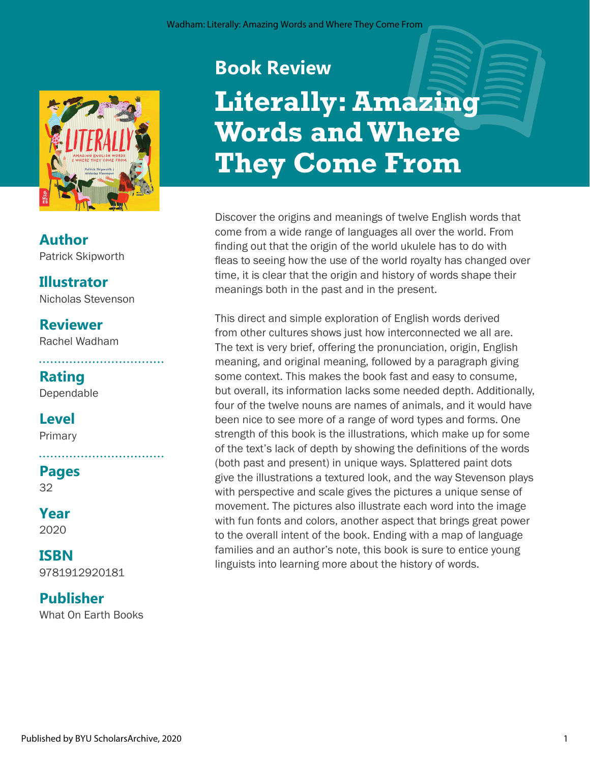## Book Review

# Literally: Amazing Words and Where They Come From

**Author**
Patrick Skipworth

**Illustrator**
Nicholas Stevenson

**Reviewer**
Rachel Wadham

**Rating**
Dependable

**Level**
Primary

**Pages**
32

**Year**
2020

**ISBN**
9781912920181

**Publisher**
What On Earth Books

Discover the origins and meanings of twelve English words that come from a wide range of languages all over the world. From finding out that the origin of the world ukulele has to do with fleas to seeing how the use of the world royalty has changed over time, it is clear that the origin and history of words shape their meanings both in the past and in the present.

This direct and simple exploration of English words derived from other cultures shows just how interconnected we all are. The text is very brief, offering the pronunciation, origin, English meaning, and original meaning, followed by a paragraph giving some context. This makes the book fast and easy to consume, but overall, its information lacks some needed depth. Additionally, four of the twelve nouns are names of animals, and it would have been nice to see more of a range of word types and forms. One strength of this book is the illustrations, which make up for some of the text's lack of depth by showing the definitions of the words (both past and present) in unique ways. Splattered paint dots give the illustrations a textured look, and the way Stevenson plays with perspective and scale gives the pictures a unique sense of movement. The pictures also illustrate each word into the image with fun fonts and colors, another aspect that brings great power to the overall intent of the book. Ending with a map of language families and an author's note, this book is sure to entice young linguists into learning more about the history of words.